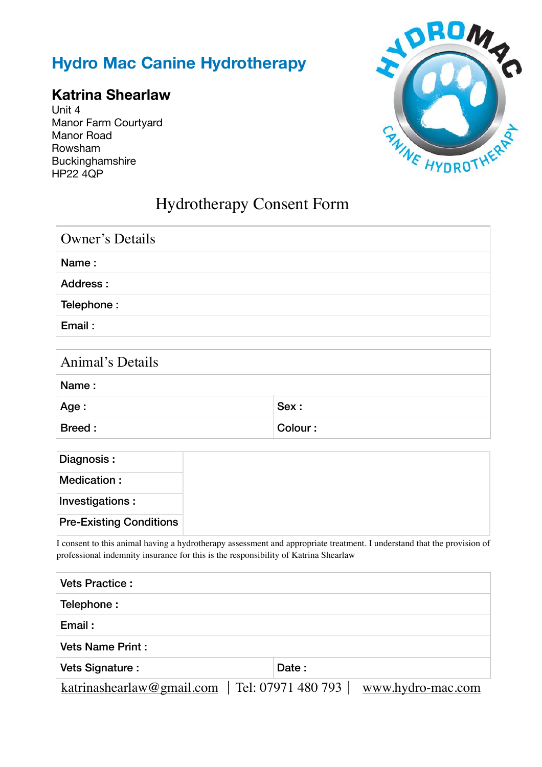# Hydro Mac Canine Hydrotherapy

**Katrina Shearlaw**

Unit 4
Manor Farm Courtyard
Manor Road
Rowsham
Buckinghamshire
HP22 4QP

## Hydrotherapy Consent Form

| Owner's Details |
|---|
| **Name :** |
| **Address :** |
| **Telephone :** |
| **Email :** |

| Animal's Details | |
|---|---|
| **Name :** | |
| **Age :** | **Sex :** |
| **Breed :** | **Colour :** |

| | |
|---|---|
| **Diagnosis :** | |
| **Medication :** | |
| **Investigations :** | |
| **Pre-Existing Conditions** | |

I consent to this animal having a hydrotherapy assessment and appropriate treatment. I understand that the provision of professional indemnity insurance for this is the responsibility of Katrina Shearlaw

| | |
|---|---|
| **Vets Practice :** | |
| **Telephone :** | |
| **Email :** | |
| **Vets Name Print :** | |
| **Vets Signature :** | **Date :** |

katrinashearlaw@gmail.com | Tel: 07971 480 793 | www.hydro-mac.com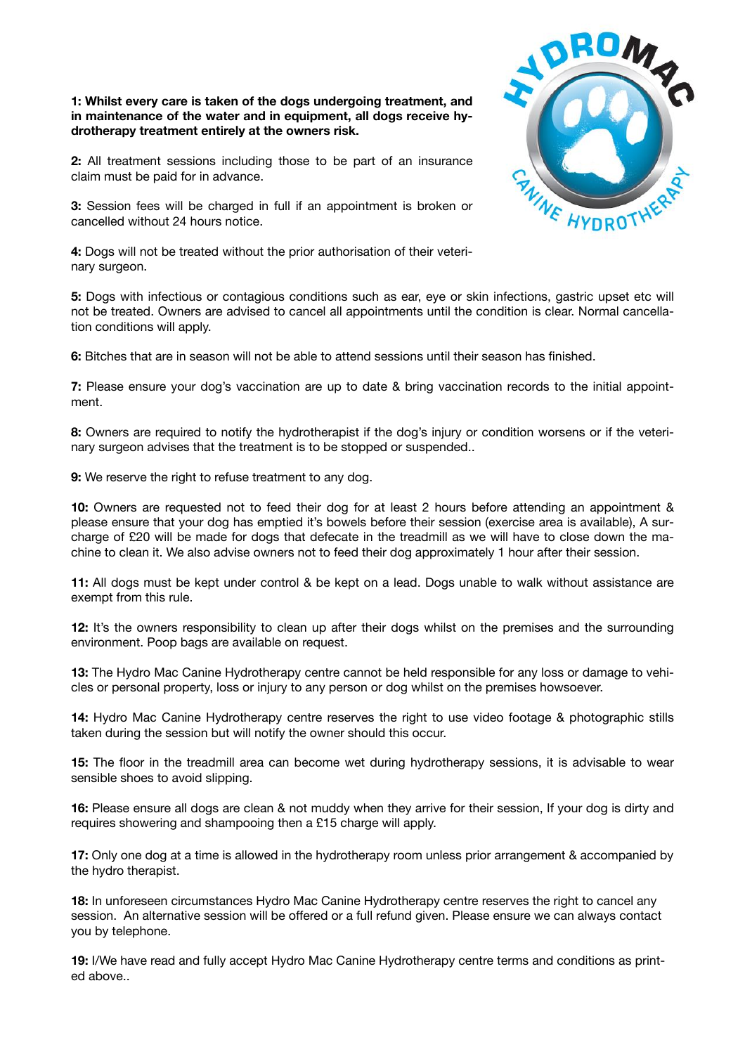**1: Whilst every care is taken of the dogs undergoing treatment, and in maintenance of the water and in equipment, all dogs receive hydrotherapy treatment entirely at the owners risk.**

**2:** All treatment sessions including those to be part of an insurance claim must be paid for in advance.

**3:** Session fees will be charged in full if an appointment is broken or cancelled without 24 hours notice.

**4:** Dogs will not be treated without the prior authorisation of their veterinary surgeon.

**5:** Dogs with infectious or contagious conditions such as ear, eye or skin infections, gastric upset etc will not be treated. Owners are advised to cancel all appointments until the condition is clear. Normal cancellation conditions will apply.

**6:** Bitches that are in season will not be able to attend sessions until their season has finished.

**7:** Please ensure your dog's vaccination are up to date & bring vaccination records to the initial appointment.

**8:** Owners are required to notify the hydrotherapist if the dog's injury or condition worsens or if the veterinary surgeon advises that the treatment is to be stopped or suspended..

**9:** We reserve the right to refuse treatment to any dog.

**10:** Owners are requested not to feed their dog for at least 2 hours before attending an appointment & please ensure that your dog has emptied it's bowels before their session (exercise area is available), A surcharge of £20 will be made for dogs that defecate in the treadmill as we will have to close down the machine to clean it. We also advise owners not to feed their dog approximately 1 hour after their session.

**11:** All dogs must be kept under control & be kept on a lead. Dogs unable to walk without assistance are exempt from this rule.

**12:** It's the owners responsibility to clean up after their dogs whilst on the premises and the surrounding environment. Poop bags are available on request.

**13:** The Hydro Mac Canine Hydrotherapy centre cannot be held responsible for any loss or damage to vehicles or personal property, loss or injury to any person or dog whilst on the premises howsoever.

**14:** Hydro Mac Canine Hydrotherapy centre reserves the right to use video footage & photographic stills taken during the session but will notify the owner should this occur.

**15:** The floor in the treadmill area can become wet during hydrotherapy sessions, it is advisable to wear sensible shoes to avoid slipping.

**16:** Please ensure all dogs are clean & not muddy when they arrive for their session, If your dog is dirty and requires showering and shampooing then a £15 charge will apply.

**17:** Only one dog at a time is allowed in the hydrotherapy room unless prior arrangement & accompanied by the hydro therapist.

**18:** In unforeseen circumstances Hydro Mac Canine Hydrotherapy centre reserves the right to cancel any session. An alternative session will be offered or a full refund given. Please ensure we can always contact you by telephone.

**19:** I/We have read and fully accept Hydro Mac Canine Hydrotherapy centre terms and conditions as printed above..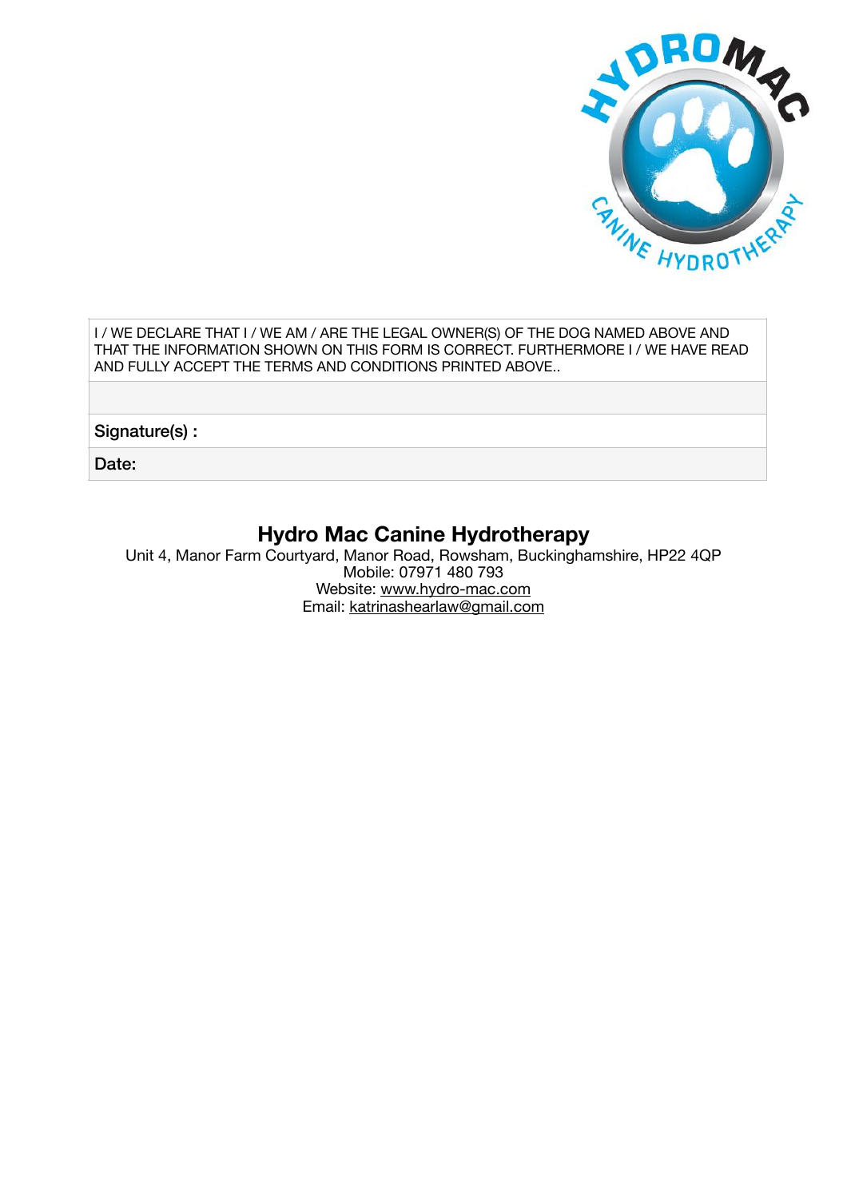I / WE DECLARE THAT I / WE AM / ARE THE LEGAL OWNER(S) OF THE DOG NAMED ABOVE AND THAT THE INFORMATION SHOWN ON THIS FORM IS CORRECT. FURTHERMORE I / WE HAVE READ AND FULLY ACCEPT THE TERMS AND CONDITIONS PRINTED ABOVE..

| |
|---|
| |
| **Signature(s) :** |
| **Date:** |

## Hydro Mac Canine Hydrotherapy

Unit 4, Manor Farm Courtyard, Manor Road, Rowsham, Buckinghamshire, HP22 4QP
Mobile: 07971 480 793
Website: www.hydro-mac.com
Email: katrinashearlaw@gmail.com